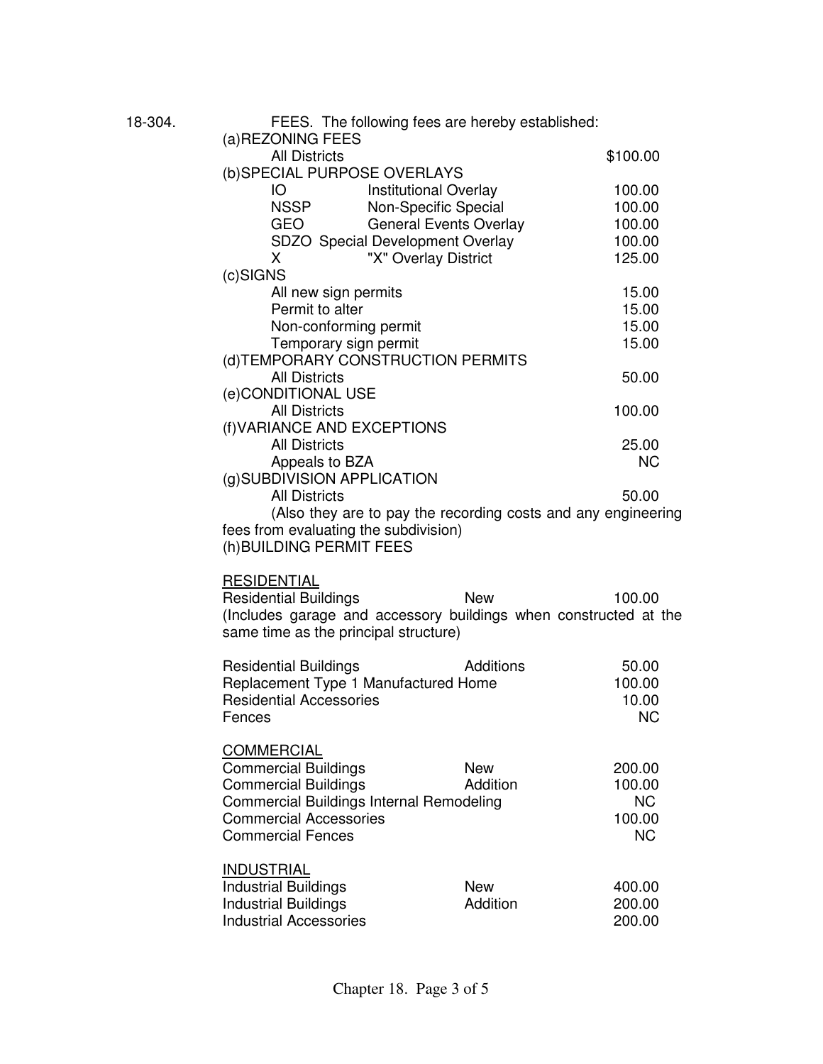18-304. FEES. The following fees are hereby established:

(a) REZONING FEES

| | | |
|---|---|---|
| All Districts | | $100.00 |

(b) SPECIAL PURPOSE OVERLAYS

| | | |
|---|---|---|
| IO | Institutional Overlay | 100.00 |
| NSSP | Non-Specific Special | 100.00 |
| GEO | General Events Overlay | 100.00 |
| SDZO | Special Development Overlay | 100.00 |
| X | "X" Overlay District | 125.00 |

(c) SIGNS

| | |
|---|---|
| All new sign permits | 15.00 |
| Permit to alter | 15.00 |
| Non-conforming permit | 15.00 |
| Temporary sign permit | 15.00 |

(d) TEMPORARY CONSTRUCTION PERMITS

| | |
|---|---|
| All Districts | 50.00 |

(e) CONDITIONAL USE

| | |
|---|---|
| All Districts | 100.00 |

(f) VARIANCE AND EXCEPTIONS

| | |
|---|---|
| All Districts | 25.00 |
| Appeals to BZA | NC |

(g) SUBDIVISION APPLICATION

| | |
|---|---|
| All Districts | 50.00 |

(Also they are to pay the recording costs and any engineering fees from evaluating the subdivision)

(h) BUILDING PERMIT FEES

RESIDENTIAL

| | | |
|---|---|---|
| Residential Buildings | New | 100.00 |

(Includes garage and accessory buildings when constructed at the same time as the principal structure)

| | | |
|---|---|---|
| Residential Buildings | Additions | 50.00 |
| Replacement Type 1 Manufactured Home | | 100.00 |
| Residential Accessories | | 10.00 |
| Fences | | NC |

COMMERCIAL

| | | |
|---|---|---|
| Commercial Buildings | New | 200.00 |
| Commercial Buildings | Addition | 100.00 |
| Commercial Buildings Internal Remodeling | | NC |
| Commercial Accessories | | 100.00 |
| Commercial Fences | | NC |

INDUSTRIAL

| | | |
|---|---|---|
| Industrial Buildings | New | 400.00 |
| Industrial Buildings | Addition | 200.00 |
| Industrial Accessories | | 200.00 |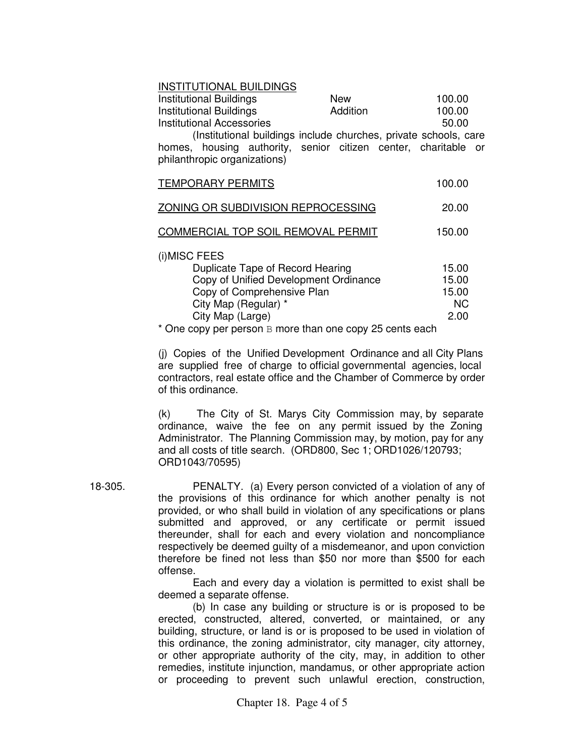INSTITUTIONAL BUILDINGS

| | | |
|---|---|---|
| Institutional Buildings | New | 100.00 |
| Institutional Buildings | Addition | 100.00 |
| Institutional Accessories | | 50.00 |

(Institutional buildings include churches, private schools, care homes, housing authority, senior citizen center, charitable or philanthropic organizations)

| | |
|---|---|
| TEMPORARY PERMITS | 100.00 |
| ZONING OR SUBDIVISION REPROCESSING | 20.00 |
| COMMERCIAL TOP SOIL REMOVAL PERMIT | 150.00 |

(i)MISC FEES

| | |
|---|---|
| Duplicate Tape of Record Hearing | 15.00 |
| Copy of Unified Development Ordinance | 15.00 |
| Copy of Comprehensive Plan | 15.00 |
| City Map (Regular) * | NC |
| City Map (Large) | 2.00 |

* One copy per person B more than one copy 25 cents each

(j) Copies of the Unified Development Ordinance and all City Plans are supplied free of charge to official governmental agencies, local contractors, real estate office and the Chamber of Commerce by order of this ordinance.

(k) The City of St. Marys City Commission may, by separate ordinance, waive the fee on any permit issued by the Zoning Administrator. The Planning Commission may, by motion, pay for any and all costs of title search. (ORD800, Sec 1; ORD1026/120793; ORD1043/70595)

18-305. PENALTY. (a) Every person convicted of a violation of any of the provisions of this ordinance for which another penalty is not provided, or who shall build in violation of any specifications or plans submitted and approved, or any certificate or permit issued thereunder, shall for each and every violation and noncompliance respectively be deemed guilty of a misdemeanor, and upon conviction therefore be fined not less than $50 nor more than $500 for each offense.

Each and every day a violation is permitted to exist shall be deemed a separate offense.

(b) In case any building or structure is or is proposed to be erected, constructed, altered, converted, or maintained, or any building, structure, or land is or is proposed to be used in violation of this ordinance, the zoning administrator, city manager, city attorney, or other appropriate authority of the city, may, in addition to other remedies, institute injunction, mandamus, or other appropriate action or proceeding to prevent such unlawful erection, construction,